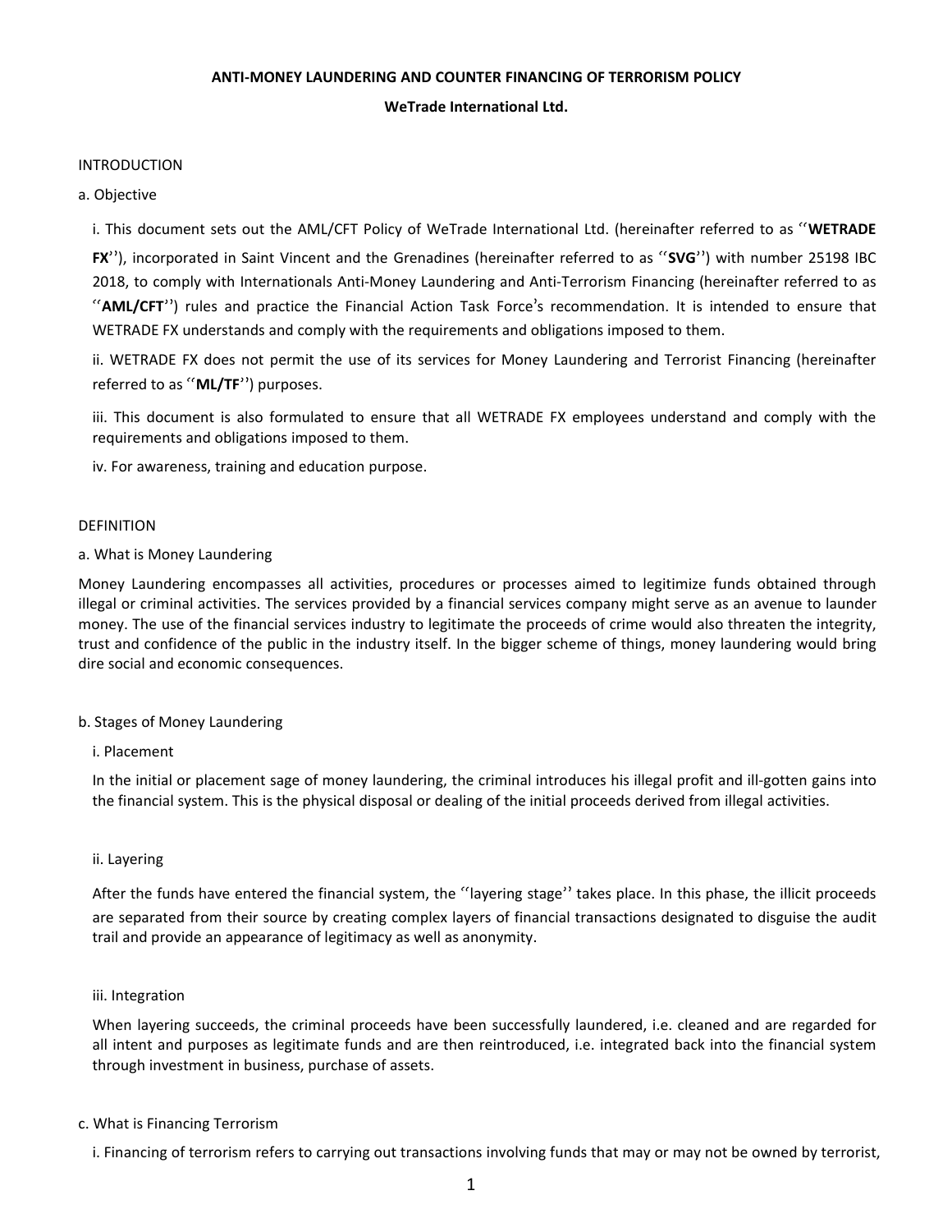**ANTI-MONEY LAUNDERING AND COUNTER FINANCING OF TERRORISM POLICY**

**WeTrade International Ltd.**

INTRODUCTION

a. Objective

i. This document sets out the AML/CFT Policy of WeTrade International Ltd. (hereinafter referred to as ‘‘**WETRADE FX**’’), incorporated in Saint Vincent and the Grenadines (hereinafter referred to as ‘‘**SVG**’’) with number 25198 IBC 2018, to comply with Internationals Anti-Money Laundering and Anti-Terrorism Financing (hereinafter referred to as ‘‘**AML/CFT**’’) rules and practice the Financial Action Task Force’s recommendation. It is intended to ensure that WETRADE FX understands and comply with the requirements and obligations imposed to them.

ii. WETRADE FX does not permit the use of its services for Money Laundering and Terrorist Financing (hereinafter referred to as ‘‘**ML/TF**’’) purposes.

iii. This document is also formulated to ensure that all WETRADE FX employees understand and comply with the requirements and obligations imposed to them.

iv. For awareness, training and education purpose.

DEFINITION

a. What is Money Laundering

Money Laundering encompasses all activities, procedures or processes aimed to legitimize funds obtained through illegal or criminal activities. The services provided by a financial services company might serve as an avenue to launder money. The use of the financial services industry to legitimate the proceeds of crime would also threaten the integrity, trust and confidence of the public in the industry itself. In the bigger scheme of things, money laundering would bring dire social and economic consequences.

b. Stages of Money Laundering

i. Placement

In the initial or placement sage of money laundering, the criminal introduces his illegal profit and ill-gotten gains into the financial system. This is the physical disposal or dealing of the initial proceeds derived from illegal activities.

ii. Layering

After the funds have entered the financial system, the ‘‘layering stage’’ takes place. In this phase, the illicit proceeds are separated from their source by creating complex layers of financial transactions designated to disguise the audit trail and provide an appearance of legitimacy as well as anonymity.

iii. Integration

When layering succeeds, the criminal proceeds have been successfully laundered, i.e. cleaned and are regarded for all intent and purposes as legitimate funds and are then reintroduced, i.e. integrated back into the financial system through investment in business, purchase of assets.

c. What is Financing Terrorism

i. Financing of terrorism refers to carrying out transactions involving funds that may or may not be owned by terrorist,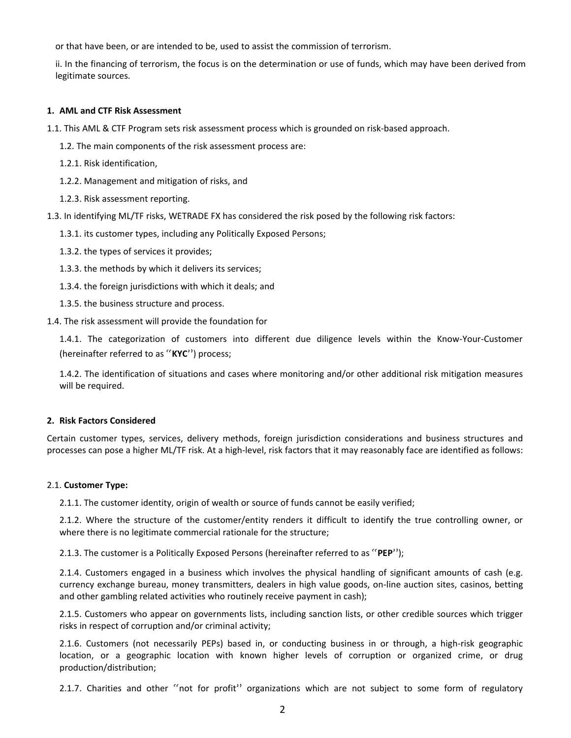or that have been, or are intended to be, used to assist the commission of terrorism.

ii. In the financing of terrorism, the focus is on the determination or use of funds, which may have been derived from legitimate sources.

## 1. AML and CTF Risk Assessment

1.1. This AML & CTF Program sets risk assessment process which is grounded on risk-based approach.

1.2. The main components of the risk assessment process are:

1.2.1. Risk identification,

1.2.2. Management and mitigation of risks, and

1.2.3. Risk assessment reporting.

1.3. In identifying ML/TF risks, WETRADE FX has considered the risk posed by the following risk factors:

1.3.1. its customer types, including any Politically Exposed Persons;

1.3.2. the types of services it provides;

1.3.3. the methods by which it delivers its services;

1.3.4. the foreign jurisdictions with which it deals; and

1.3.5. the business structure and process.

1.4. The risk assessment will provide the foundation for

1.4.1. The categorization of customers into different due diligence levels within the Know-Your-Customer (hereinafter referred to as ‘‘**KYC**’’) process;

1.4.2. The identification of situations and cases where monitoring and/or other additional risk mitigation measures will be required.

## 2. Risk Factors Considered

Certain customer types, services, delivery methods, foreign jurisdiction considerations and business structures and processes can pose a higher ML/TF risk. At a high-level, risk factors that it may reasonably face are identified as follows:

### 2.1. **Customer Type:**

2.1.1. The customer identity, origin of wealth or source of funds cannot be easily verified;

2.1.2. Where the structure of the customer/entity renders it difficult to identify the true controlling owner, or where there is no legitimate commercial rationale for the structure;

2.1.3. The customer is a Politically Exposed Persons (hereinafter referred to as ‘‘**PEP**’’);

2.1.4. Customers engaged in a business which involves the physical handling of significant amounts of cash (e.g. currency exchange bureau, money transmitters, dealers in high value goods, on-line auction sites, casinos, betting and other gambling related activities who routinely receive payment in cash);

2.1.5. Customers who appear on governments lists, including sanction lists, or other credible sources which trigger risks in respect of corruption and/or criminal activity;

2.1.6. Customers (not necessarily PEPs) based in, or conducting business in or through, a high-risk geographic location, or a geographic location with known higher levels of corruption or organized crime, or drug production/distribution;

2.1.7. Charities and other ‘‘not for profit’’ organizations which are not subject to some form of regulatory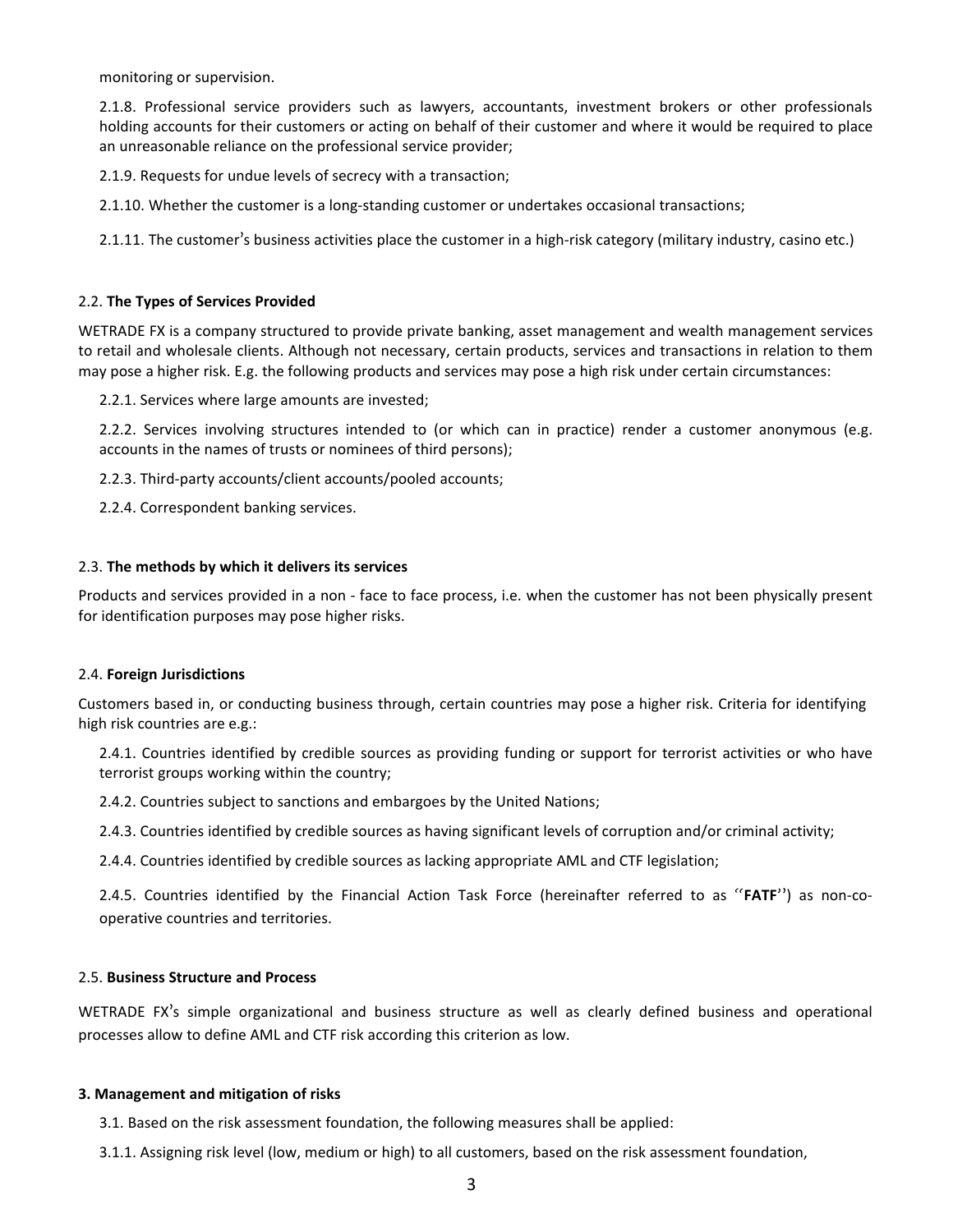monitoring or supervision.

2.1.8. Professional service providers such as lawyers, accountants, investment brokers or other professionals holding accounts for their customers or acting on behalf of their customer and where it would be required to place an unreasonable reliance on the professional service provider;

2.1.9. Requests for undue levels of secrecy with a transaction;

2.1.10. Whether the customer is a long-standing customer or undertakes occasional transactions;

2.1.11. The customer's business activities place the customer in a high-risk category (military industry, casino etc.)

2.2. **The Types of Services Provided**

WETRADE FX is a company structured to provide private banking, asset management and wealth management services to retail and wholesale clients. Although not necessary, certain products, services and transactions in relation to them may pose a higher risk. E.g. the following products and services may pose a high risk under certain circumstances:

2.2.1. Services where large amounts are invested;

2.2.2. Services involving structures intended to (or which can in practice) render a customer anonymous (e.g. accounts in the names of trusts or nominees of third persons);

2.2.3. Third-party accounts/client accounts/pooled accounts;

2.2.4. Correspondent banking services.

2.3. **The methods by which it delivers its services**

Products and services provided in a non - face to face process, i.e. when the customer has not been physically present for identification purposes may pose higher risks.

2.4. **Foreign Jurisdictions**

Customers based in, or conducting business through, certain countries may pose a higher risk. Criteria for identifying high risk countries are e.g.:

2.4.1. Countries identified by credible sources as providing funding or support for terrorist activities or who have terrorist groups working within the country;

2.4.2. Countries subject to sanctions and embargoes by the United Nations;

2.4.3. Countries identified by credible sources as having significant levels of corruption and/or criminal activity;

2.4.4. Countries identified by credible sources as lacking appropriate AML and CTF legislation;

2.4.5. Countries identified by the Financial Action Task Force (hereinafter referred to as ''**FATF**'') as non-co-operative countries and territories.

2.5. **Business Structure and Process**

WETRADE FX's simple organizational and business structure as well as clearly defined business and operational processes allow to define AML and CTF risk according this criterion as low.

**3. Management and mitigation of risks**

3.1. Based on the risk assessment foundation, the following measures shall be applied:

3.1.1. Assigning risk level (low, medium or high) to all customers, based on the risk assessment foundation,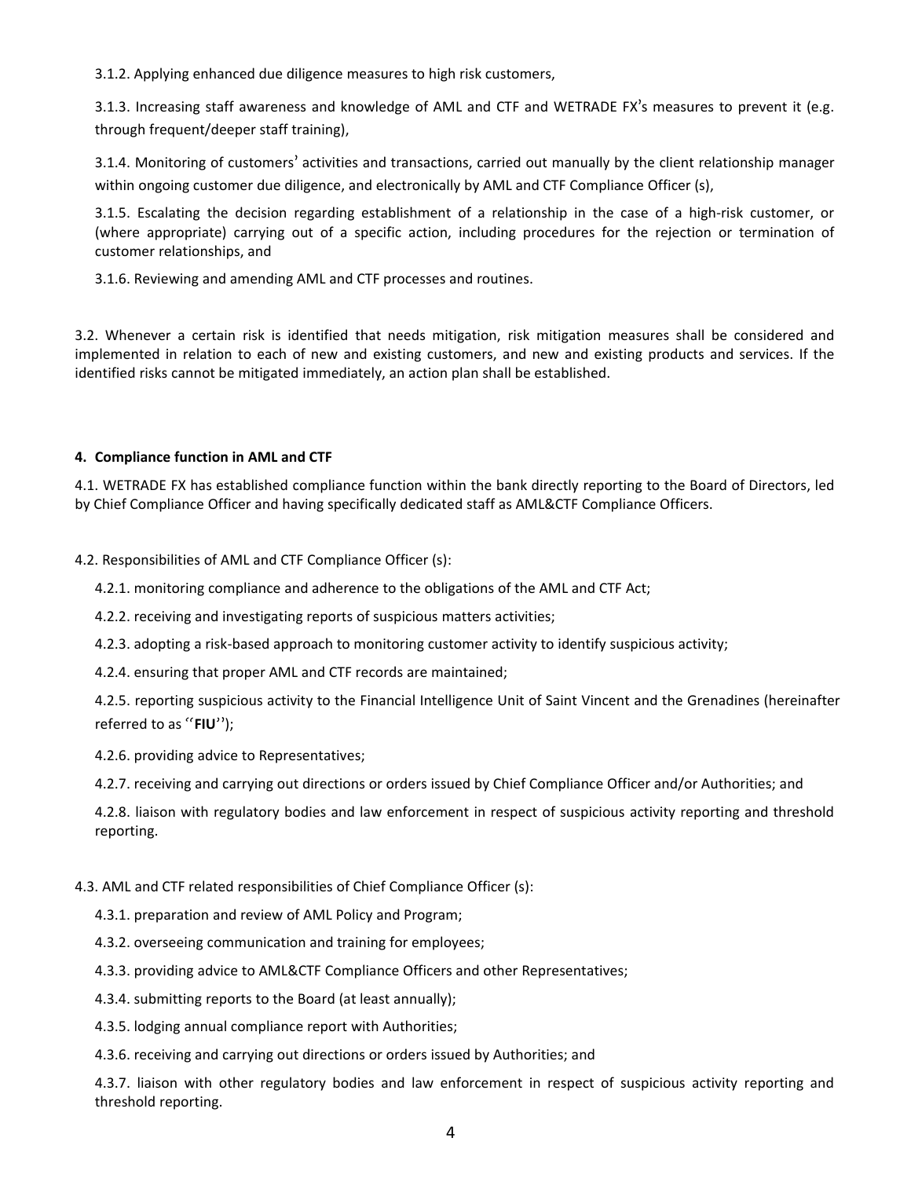3.1.2. Applying enhanced due diligence measures to high risk customers,

3.1.3. Increasing staff awareness and knowledge of AML and CTF and WETRADE FX's measures to prevent it (e.g. through frequent/deeper staff training),

3.1.4. Monitoring of customers' activities and transactions, carried out manually by the client relationship manager within ongoing customer due diligence, and electronically by AML and CTF Compliance Officer (s),

3.1.5. Escalating the decision regarding establishment of a relationship in the case of a high-risk customer, or (where appropriate) carrying out of a specific action, including procedures for the rejection or termination of customer relationships, and

3.1.6. Reviewing and amending AML and CTF processes and routines.

3.2. Whenever a certain risk is identified that needs mitigation, risk mitigation measures shall be considered and implemented in relation to each of new and existing customers, and new and existing products and services. If the identified risks cannot be mitigated immediately, an action plan shall be established.

#### 4. Compliance function in AML and CTF

4.1. WETRADE FX has established compliance function within the bank directly reporting to the Board of Directors, led by Chief Compliance Officer and having specifically dedicated staff as AML&CTF Compliance Officers.

4.2. Responsibilities of AML and CTF Compliance Officer (s):

4.2.1. monitoring compliance and adherence to the obligations of the AML and CTF Act;

4.2.2. receiving and investigating reports of suspicious matters activities;

4.2.3. adopting a risk-based approach to monitoring customer activity to identify suspicious activity;

4.2.4. ensuring that proper AML and CTF records are maintained;

4.2.5. reporting suspicious activity to the Financial Intelligence Unit of Saint Vincent and the Grenadines (hereinafter referred to as ''**FIU**'');

4.2.6. providing advice to Representatives;

4.2.7. receiving and carrying out directions or orders issued by Chief Compliance Officer and/or Authorities; and

4.2.8. liaison with regulatory bodies and law enforcement in respect of suspicious activity reporting and threshold reporting.

4.3. AML and CTF related responsibilities of Chief Compliance Officer (s):

4.3.1. preparation and review of AML Policy and Program;

4.3.2. overseeing communication and training for employees;

4.3.3. providing advice to AML&CTF Compliance Officers and other Representatives;

4.3.4. submitting reports to the Board (at least annually);

4.3.5. lodging annual compliance report with Authorities;

4.3.6. receiving and carrying out directions or orders issued by Authorities; and

4.3.7. liaison with other regulatory bodies and law enforcement in respect of suspicious activity reporting and threshold reporting.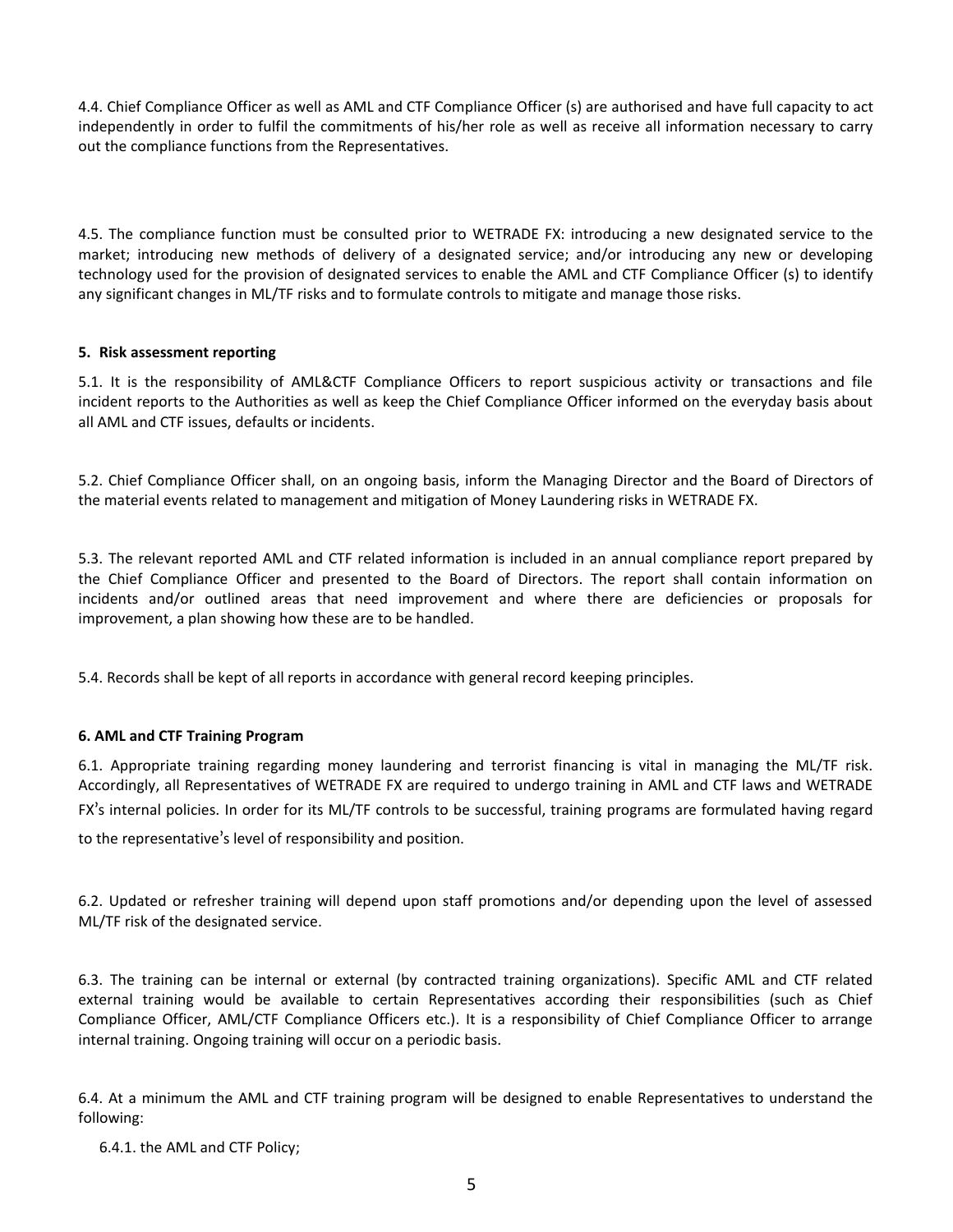4.4. Chief Compliance Officer as well as AML and CTF Compliance Officer (s) are authorised and have full capacity to act independently in order to fulfil the commitments of his/her role as well as receive all information necessary to carry out the compliance functions from the Representatives.

4.5. The compliance function must be consulted prior to WETRADE FX: introducing a new designated service to the market; introducing new methods of delivery of a designated service; and/or introducing any new or developing technology used for the provision of designated services to enable the AML and CTF Compliance Officer (s) to identify any significant changes in ML/TF risks and to formulate controls to mitigate and manage those risks.

**5. Risk assessment reporting**

5.1. It is the responsibility of AML&CTF Compliance Officers to report suspicious activity or transactions and file incident reports to the Authorities as well as keep the Chief Compliance Officer informed on the everyday basis about all AML and CTF issues, defaults or incidents.

5.2. Chief Compliance Officer shall, on an ongoing basis, inform the Managing Director and the Board of Directors of the material events related to management and mitigation of Money Laundering risks in WETRADE FX.

5.3. The relevant reported AML and CTF related information is included in an annual compliance report prepared by the Chief Compliance Officer and presented to the Board of Directors. The report shall contain information on incidents and/or outlined areas that need improvement and where there are deficiencies or proposals for improvement, a plan showing how these are to be handled.

5.4. Records shall be kept of all reports in accordance with general record keeping principles.

**6. AML and CTF Training Program**

6.1. Appropriate training regarding money laundering and terrorist financing is vital in managing the ML/TF risk. Accordingly, all Representatives of WETRADE FX are required to undergo training in AML and CTF laws and WETRADE FX's internal policies. In order for its ML/TF controls to be successful, training programs are formulated having regard to the representative's level of responsibility and position.

6.2. Updated or refresher training will depend upon staff promotions and/or depending upon the level of assessed ML/TF risk of the designated service.

6.3. The training can be internal or external (by contracted training organizations). Specific AML and CTF related external training would be available to certain Representatives according their responsibilities (such as Chief Compliance Officer, AML/CTF Compliance Officers etc.). It is a responsibility of Chief Compliance Officer to arrange internal training. Ongoing training will occur on a periodic basis.

6.4. At a minimum the AML and CTF training program will be designed to enable Representatives to understand the following:

6.4.1. the AML and CTF Policy;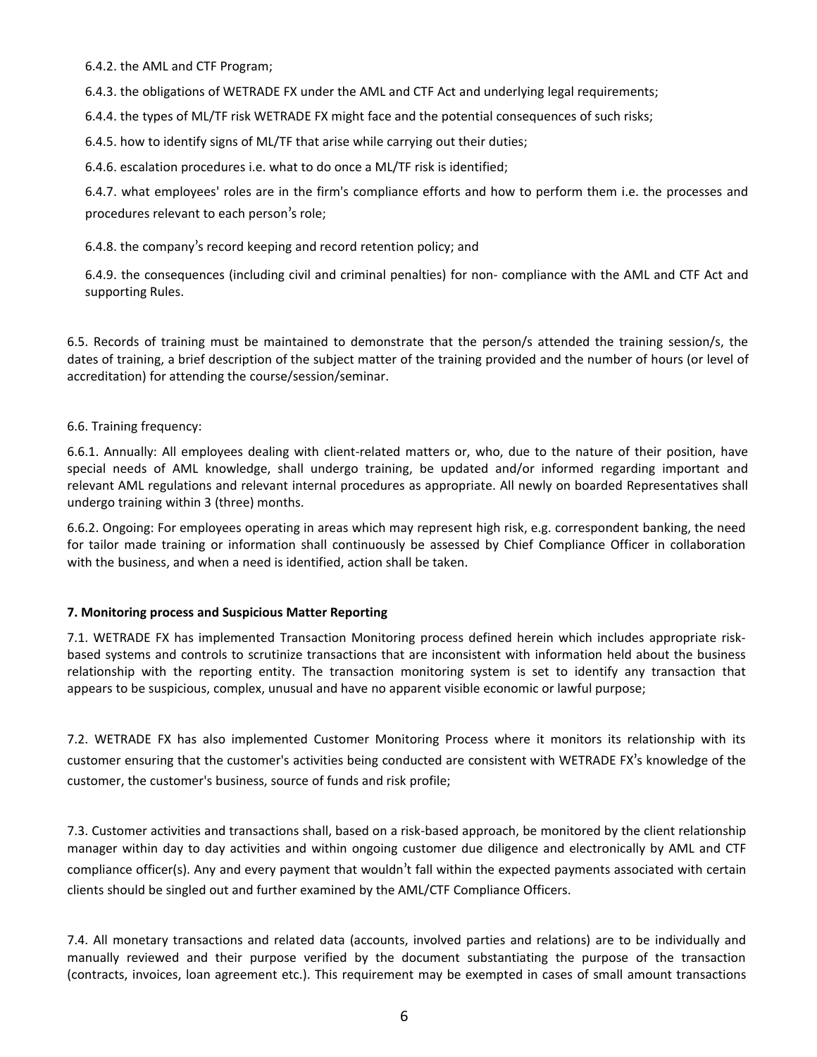6.4.2. the AML and CTF Program;

6.4.3. the obligations of WETRADE FX under the AML and CTF Act and underlying legal requirements;

6.4.4. the types of ML/TF risk WETRADE FX might face and the potential consequences of such risks;

6.4.5. how to identify signs of ML/TF that arise while carrying out their duties;

6.4.6. escalation procedures i.e. what to do once a ML/TF risk is identified;

6.4.7. what employees' roles are in the firm's compliance efforts and how to perform them i.e. the processes and procedures relevant to each person's role;

6.4.8. the company's record keeping and record retention policy; and

6.4.9. the consequences (including civil and criminal penalties) for non- compliance with the AML and CTF Act and supporting Rules.

6.5. Records of training must be maintained to demonstrate that the person/s attended the training session/s, the dates of training, a brief description of the subject matter of the training provided and the number of hours (or level of accreditation) for attending the course/session/seminar.

6.6. Training frequency:

6.6.1. Annually: All employees dealing with client-related matters or, who, due to the nature of their position, have special needs of AML knowledge, shall undergo training, be updated and/or informed regarding important and relevant AML regulations and relevant internal procedures as appropriate. All newly on boarded Representatives shall undergo training within 3 (three) months.

6.6.2. Ongoing: For employees operating in areas which may represent high risk, e.g. correspondent banking, the need for tailor made training or information shall continuously be assessed by Chief Compliance Officer in collaboration with the business, and when a need is identified, action shall be taken.

## 7. Monitoring process and Suspicious Matter Reporting

7.1. WETRADE FX has implemented Transaction Monitoring process defined herein which includes appropriate risk-based systems and controls to scrutinize transactions that are inconsistent with information held about the business relationship with the reporting entity. The transaction monitoring system is set to identify any transaction that appears to be suspicious, complex, unusual and have no apparent visible economic or lawful purpose;

7.2. WETRADE FX has also implemented Customer Monitoring Process where it monitors its relationship with its customer ensuring that the customer's activities being conducted are consistent with WETRADE FX's knowledge of the customer, the customer's business, source of funds and risk profile;

7.3. Customer activities and transactions shall, based on a risk-based approach, be monitored by the client relationship manager within day to day activities and within ongoing customer due diligence and electronically by AML and CTF compliance officer(s). Any and every payment that wouldn't fall within the expected payments associated with certain clients should be singled out and further examined by the AML/CTF Compliance Officers.

7.4. All monetary transactions and related data (accounts, involved parties and relations) are to be individually and manually reviewed and their purpose verified by the document substantiating the purpose of the transaction (contracts, invoices, loan agreement etc.). This requirement may be exempted in cases of small amount transactions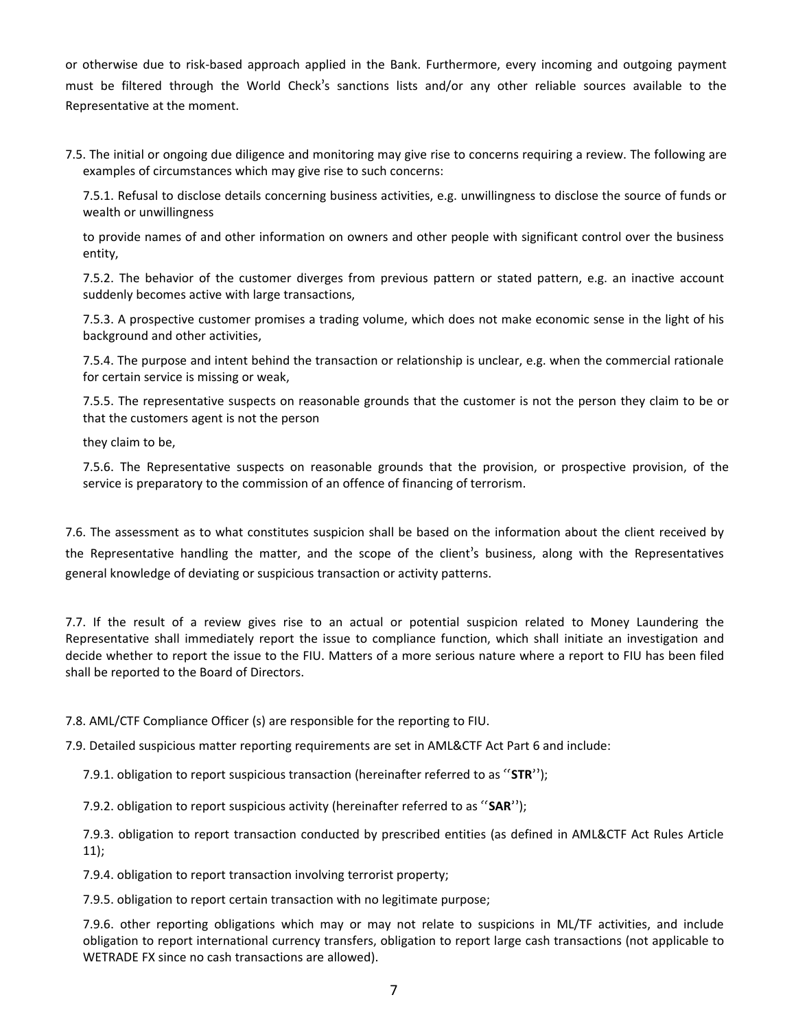or otherwise due to risk-based approach applied in the Bank. Furthermore, every incoming and outgoing payment must be filtered through the World Check's sanctions lists and/or any other reliable sources available to the Representative at the moment.

7.5. The initial or ongoing due diligence and monitoring may give rise to concerns requiring a review. The following are examples of circumstances which may give rise to such concerns:

7.5.1. Refusal to disclose details concerning business activities, e.g. unwillingness to disclose the source of funds or wealth or unwillingness

to provide names of and other information on owners and other people with significant control over the business entity,

7.5.2. The behavior of the customer diverges from previous pattern or stated pattern, e.g. an inactive account suddenly becomes active with large transactions,

7.5.3. A prospective customer promises a trading volume, which does not make economic sense in the light of his background and other activities,

7.5.4. The purpose and intent behind the transaction or relationship is unclear, e.g. when the commercial rationale for certain service is missing or weak,

7.5.5. The representative suspects on reasonable grounds that the customer is not the person they claim to be or that the customers agent is not the person

they claim to be,

7.5.6. The Representative suspects on reasonable grounds that the provision, or prospective provision, of the service is preparatory to the commission of an offence of financing of terrorism.

7.6. The assessment as to what constitutes suspicion shall be based on the information about the client received by the Representative handling the matter, and the scope of the client's business, along with the Representatives general knowledge of deviating or suspicious transaction or activity patterns.

7.7. If the result of a review gives rise to an actual or potential suspicion related to Money Laundering the Representative shall immediately report the issue to compliance function, which shall initiate an investigation and decide whether to report the issue to the FIU. Matters of a more serious nature where a report to FIU has been filed shall be reported to the Board of Directors.

7.8. AML/CTF Compliance Officer (s) are responsible for the reporting to FIU.

7.9. Detailed suspicious matter reporting requirements are set in AML&CTF Act Part 6 and include:

7.9.1. obligation to report suspicious transaction (hereinafter referred to as ''**STR**'');

7.9.2. obligation to report suspicious activity (hereinafter referred to as ''**SAR**'');

7.9.3. obligation to report transaction conducted by prescribed entities (as defined in AML&CTF Act Rules Article 11);

7.9.4. obligation to report transaction involving terrorist property;

7.9.5. obligation to report certain transaction with no legitimate purpose;

7.9.6. other reporting obligations which may or may not relate to suspicions in ML/TF activities, and include obligation to report international currency transfers, obligation to report large cash transactions (not applicable to WETRADE FX since no cash transactions are allowed).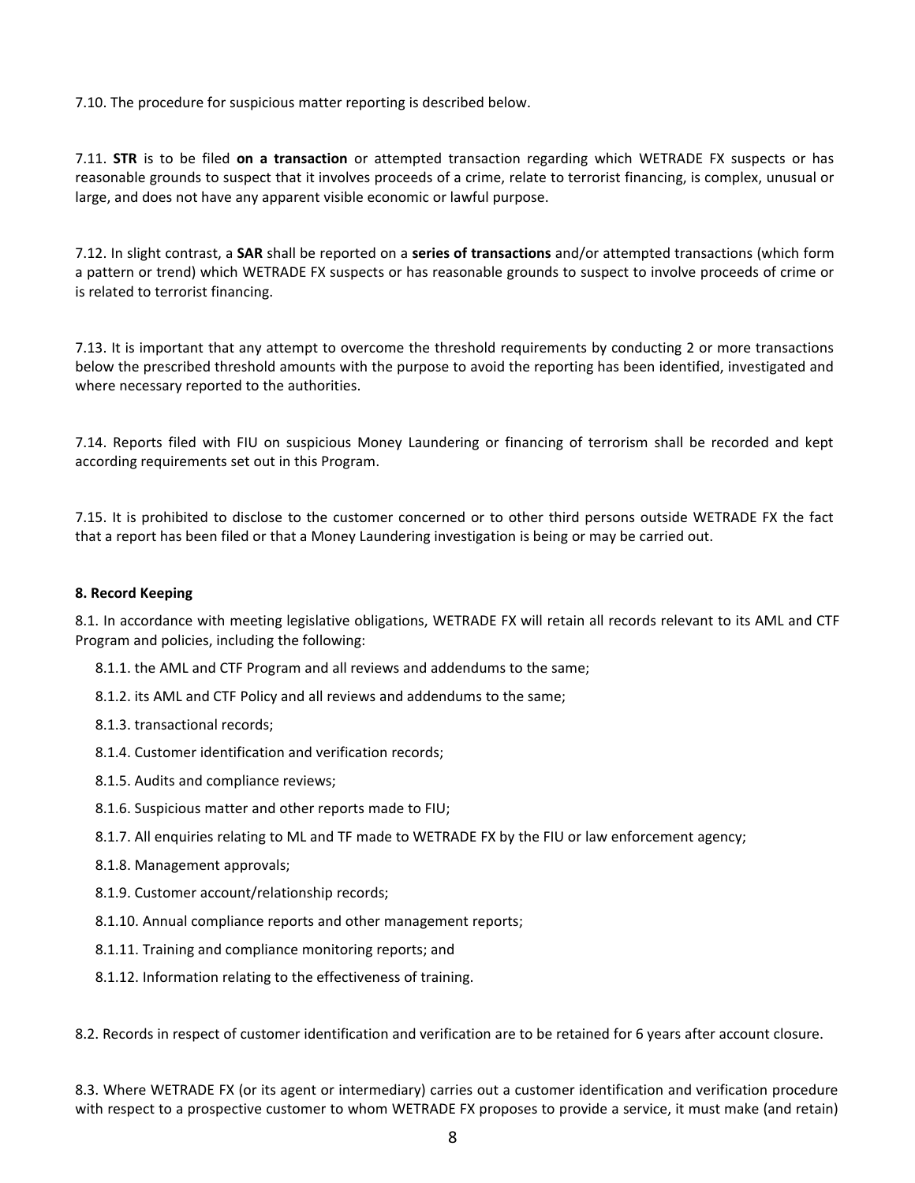7.10. The procedure for suspicious matter reporting is described below.

7.11. **STR** is to be filed **on a transaction** or attempted transaction regarding which WETRADE FX suspects or has reasonable grounds to suspect that it involves proceeds of a crime, relate to terrorist financing, is complex, unusual or large, and does not have any apparent visible economic or lawful purpose.

7.12. In slight contrast, a **SAR** shall be reported on a **series of transactions** and/or attempted transactions (which form a pattern or trend) which WETRADE FX suspects or has reasonable grounds to suspect to involve proceeds of crime or is related to terrorist financing.

7.13. It is important that any attempt to overcome the threshold requirements by conducting 2 or more transactions below the prescribed threshold amounts with the purpose to avoid the reporting has been identified, investigated and where necessary reported to the authorities.

7.14. Reports filed with FIU on suspicious Money Laundering or financing of terrorism shall be recorded and kept according requirements set out in this Program.

7.15. It is prohibited to disclose to the customer concerned or to other third persons outside WETRADE FX the fact that a report has been filed or that a Money Laundering investigation is being or may be carried out.

#### 8. Record Keeping

8.1. In accordance with meeting legislative obligations, WETRADE FX will retain all records relevant to its AML and CTF Program and policies, including the following:

- 8.1.1. the AML and CTF Program and all reviews and addendums to the same;
- 8.1.2. its AML and CTF Policy and all reviews and addendums to the same;
- 8.1.3. transactional records;
- 8.1.4. Customer identification and verification records;
- 8.1.5. Audits and compliance reviews;
- 8.1.6. Suspicious matter and other reports made to FIU;
- 8.1.7. All enquiries relating to ML and TF made to WETRADE FX by the FIU or law enforcement agency;
- 8.1.8. Management approvals;
- 8.1.9. Customer account/relationship records;
- 8.1.10. Annual compliance reports and other management reports;
- 8.1.11. Training and compliance monitoring reports; and
- 8.1.12. Information relating to the effectiveness of training.

8.2. Records in respect of customer identification and verification are to be retained for 6 years after account closure.

8.3. Where WETRADE FX (or its agent or intermediary) carries out a customer identification and verification procedure with respect to a prospective customer to whom WETRADE FX proposes to provide a service, it must make (and retain)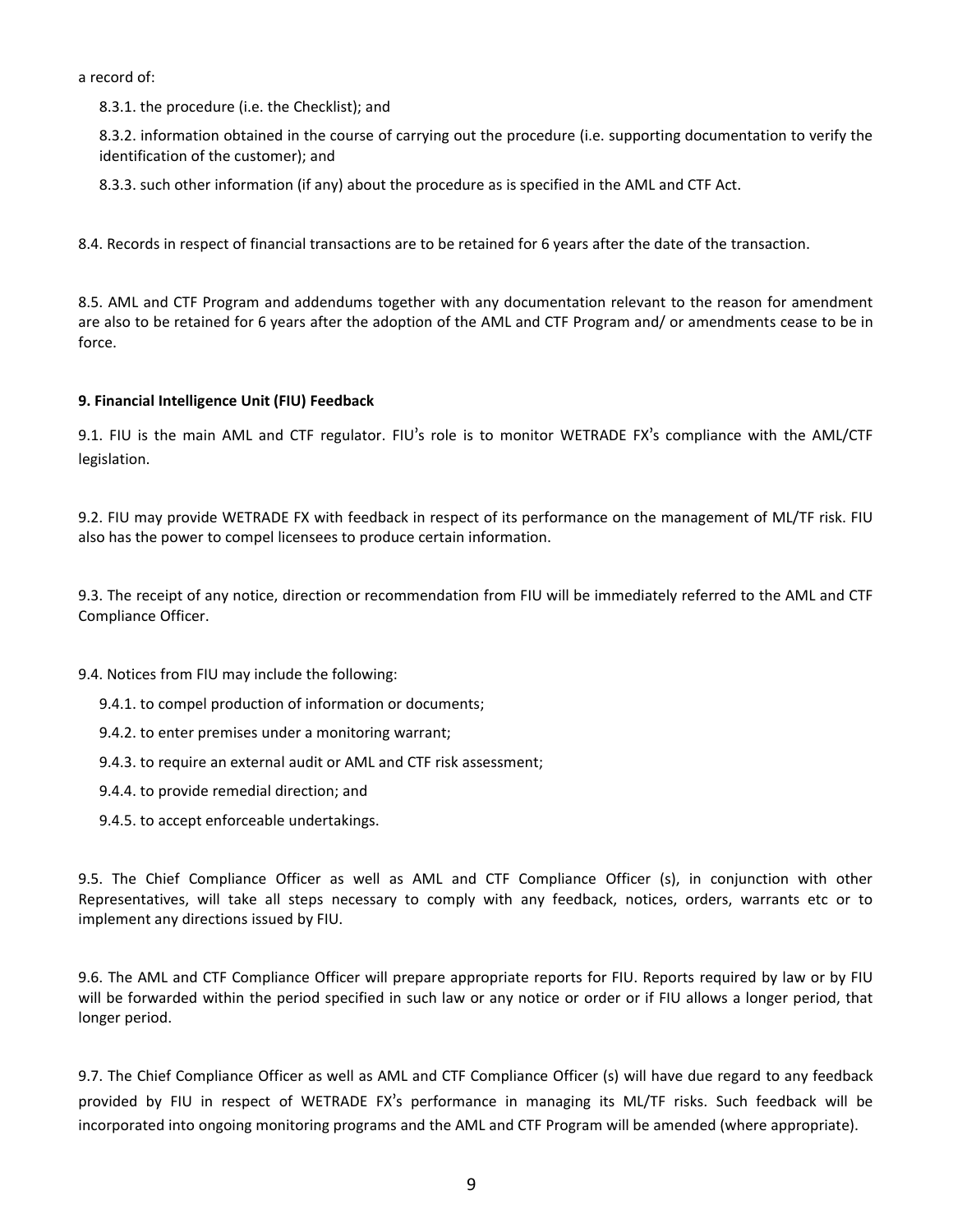a record of:

8.3.1. the procedure (i.e. the Checklist); and

8.3.2. information obtained in the course of carrying out the procedure (i.e. supporting documentation to verify the identification of the customer); and

8.3.3. such other information (if any) about the procedure as is specified in the AML and CTF Act.

8.4. Records in respect of financial transactions are to be retained for 6 years after the date of the transaction.

8.5. AML and CTF Program and addendums together with any documentation relevant to the reason for amendment are also to be retained for 6 years after the adoption of the AML and CTF Program and/ or amendments cease to be in force.

**9. Financial Intelligence Unit (FIU) Feedback**

9.1. FIU is the main AML and CTF regulator. FIU's role is to monitor WETRADE FX's compliance with the AML/CTF legislation.

9.2. FIU may provide WETRADE FX with feedback in respect of its performance on the management of ML/TF risk. FIU also has the power to compel licensees to produce certain information.

9.3. The receipt of any notice, direction or recommendation from FIU will be immediately referred to the AML and CTF Compliance Officer.

9.4. Notices from FIU may include the following:

9.4.1. to compel production of information or documents;

9.4.2. to enter premises under a monitoring warrant;

9.4.3. to require an external audit or AML and CTF risk assessment;

9.4.4. to provide remedial direction; and

9.4.5. to accept enforceable undertakings.

9.5. The Chief Compliance Officer as well as AML and CTF Compliance Officer (s), in conjunction with other Representatives, will take all steps necessary to comply with any feedback, notices, orders, warrants etc or to implement any directions issued by FIU.

9.6. The AML and CTF Compliance Officer will prepare appropriate reports for FIU. Reports required by law or by FIU will be forwarded within the period specified in such law or any notice or order or if FIU allows a longer period, that longer period.

9.7. The Chief Compliance Officer as well as AML and CTF Compliance Officer (s) will have due regard to any feedback provided by FIU in respect of WETRADE FX's performance in managing its ML/TF risks. Such feedback will be incorporated into ongoing monitoring programs and the AML and CTF Program will be amended (where appropriate).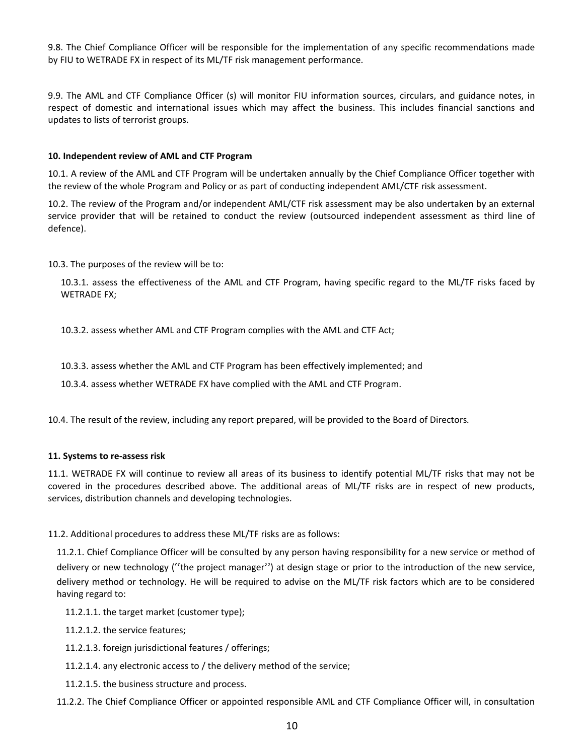9.8. The Chief Compliance Officer will be responsible for the implementation of any specific recommendations made by FIU to WETRADE FX in respect of its ML/TF risk management performance.

9.9. The AML and CTF Compliance Officer (s) will monitor FIU information sources, circulars, and guidance notes, in respect of domestic and international issues which may affect the business. This includes financial sanctions and updates to lists of terrorist groups.

**10. Independent review of AML and CTF Program**

10.1. A review of the AML and CTF Program will be undertaken annually by the Chief Compliance Officer together with the review of the whole Program and Policy or as part of conducting independent AML/CTF risk assessment.

10.2. The review of the Program and/or independent AML/CTF risk assessment may be also undertaken by an external service provider that will be retained to conduct the review (outsourced independent assessment as third line of defence).

10.3. The purposes of the review will be to:

10.3.1. assess the effectiveness of the AML and CTF Program, having specific regard to the ML/TF risks faced by WETRADE FX;

10.3.2. assess whether AML and CTF Program complies with the AML and CTF Act;

10.3.3. assess whether the AML and CTF Program has been effectively implemented; and

10.3.4. assess whether WETRADE FX have complied with the AML and CTF Program.

10.4. The result of the review, including any report prepared, will be provided to the Board of Directors.

**11. Systems to re-assess risk**

11.1. WETRADE FX will continue to review all areas of its business to identify potential ML/TF risks that may not be covered in the procedures described above. The additional areas of ML/TF risks are in respect of new products, services, distribution channels and developing technologies.

11.2. Additional procedures to address these ML/TF risks are as follows:

11.2.1. Chief Compliance Officer will be consulted by any person having responsibility for a new service or method of delivery or new technology (‘‘the project manager’’) at design stage or prior to the introduction of the new service, delivery method or technology. He will be required to advise on the ML/TF risk factors which are to be considered having regard to:

11.2.1.1. the target market (customer type);

11.2.1.2. the service features;

11.2.1.3. foreign jurisdictional features / offerings;

11.2.1.4. any electronic access to / the delivery method of the service;

11.2.1.5. the business structure and process.

11.2.2. The Chief Compliance Officer or appointed responsible AML and CTF Compliance Officer will, in consultation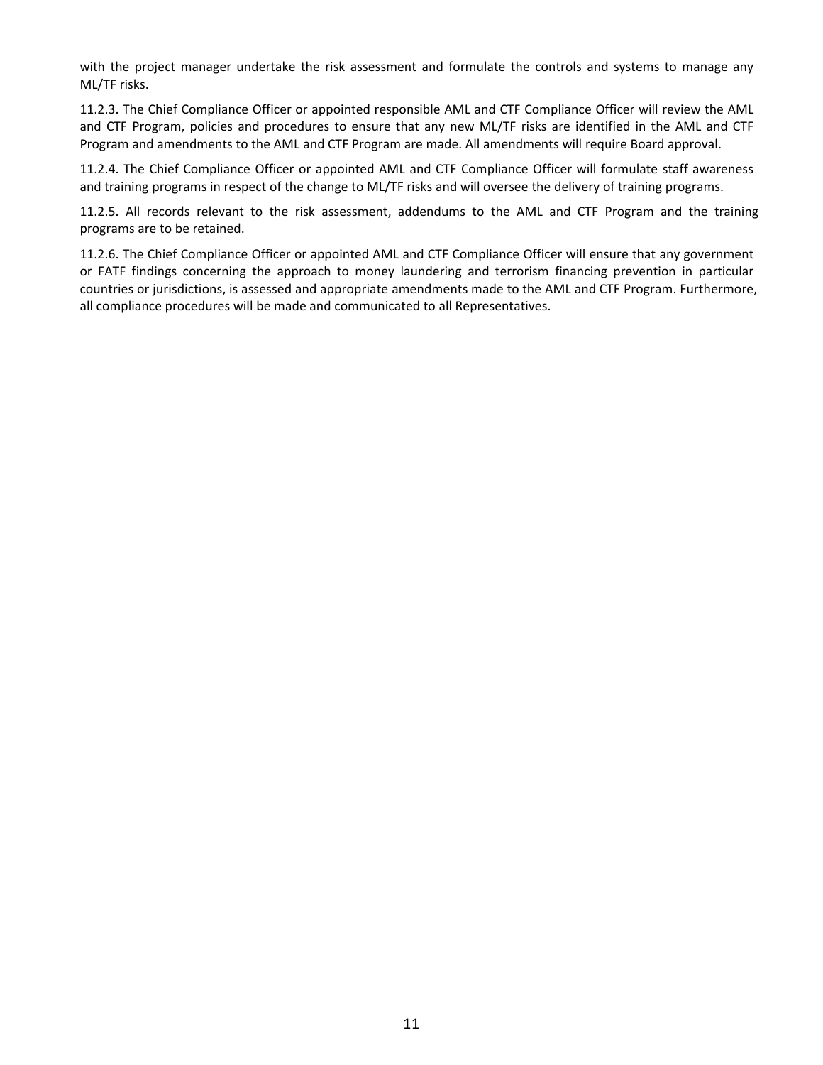with the project manager undertake the risk assessment and formulate the controls and systems to manage any ML/TF risks.

11.2.3. The Chief Compliance Officer or appointed responsible AML and CTF Compliance Officer will review the AML and CTF Program, policies and procedures to ensure that any new ML/TF risks are identified in the AML and CTF Program and amendments to the AML and CTF Program are made. All amendments will require Board approval.

11.2.4. The Chief Compliance Officer or appointed AML and CTF Compliance Officer will formulate staff awareness and training programs in respect of the change to ML/TF risks and will oversee the delivery of training programs.

11.2.5. All records relevant to the risk assessment, addendums to the AML and CTF Program and the training programs are to be retained.

11.2.6. The Chief Compliance Officer or appointed AML and CTF Compliance Officer will ensure that any government or FATF findings concerning the approach to money laundering and terrorism financing prevention in particular countries or jurisdictions, is assessed and appropriate amendments made to the AML and CTF Program. Furthermore, all compliance procedures will be made and communicated to all Representatives.